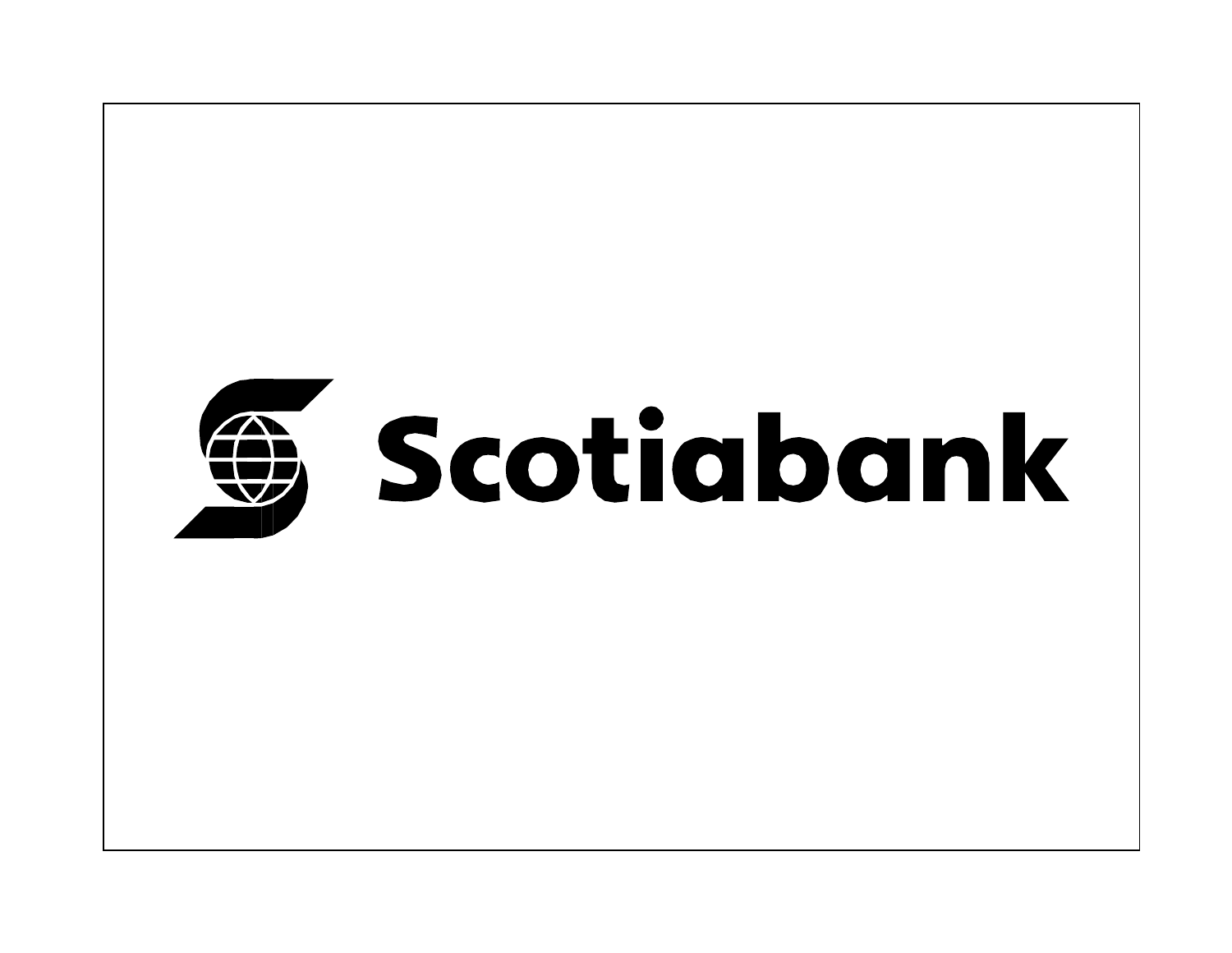Scotiabank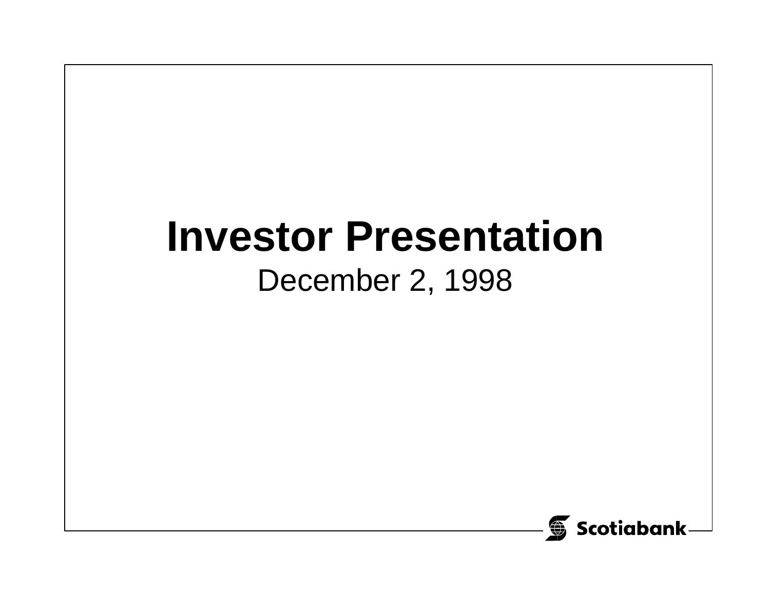# Investor Presentation

December 2, 1998

Scotiabank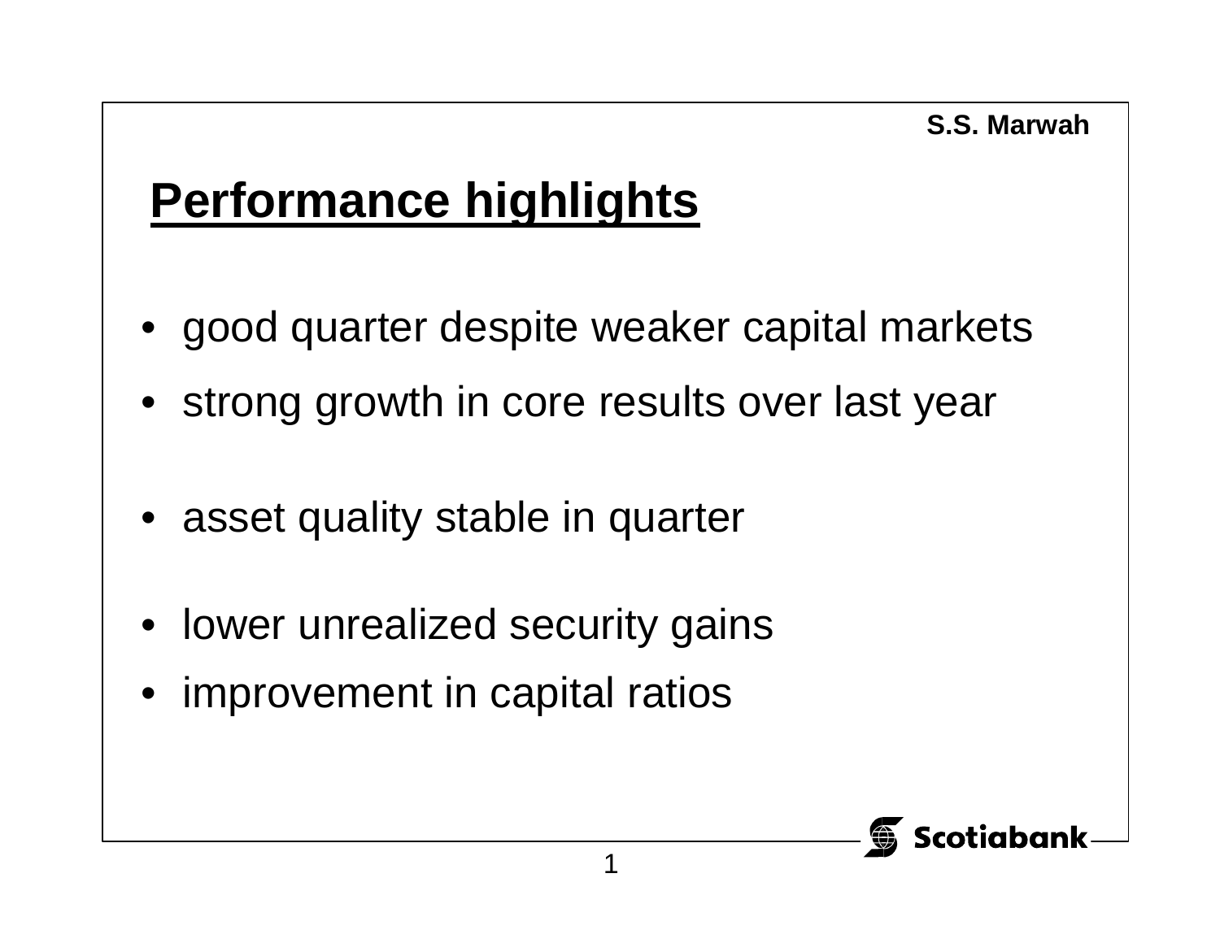S.S. Marwah

# Performance highlights

- good quarter despite weaker capital markets
- strong growth in core results over last year

- asset quality stable in quarter

- lower unrealized security gains
- improvement in capital ratios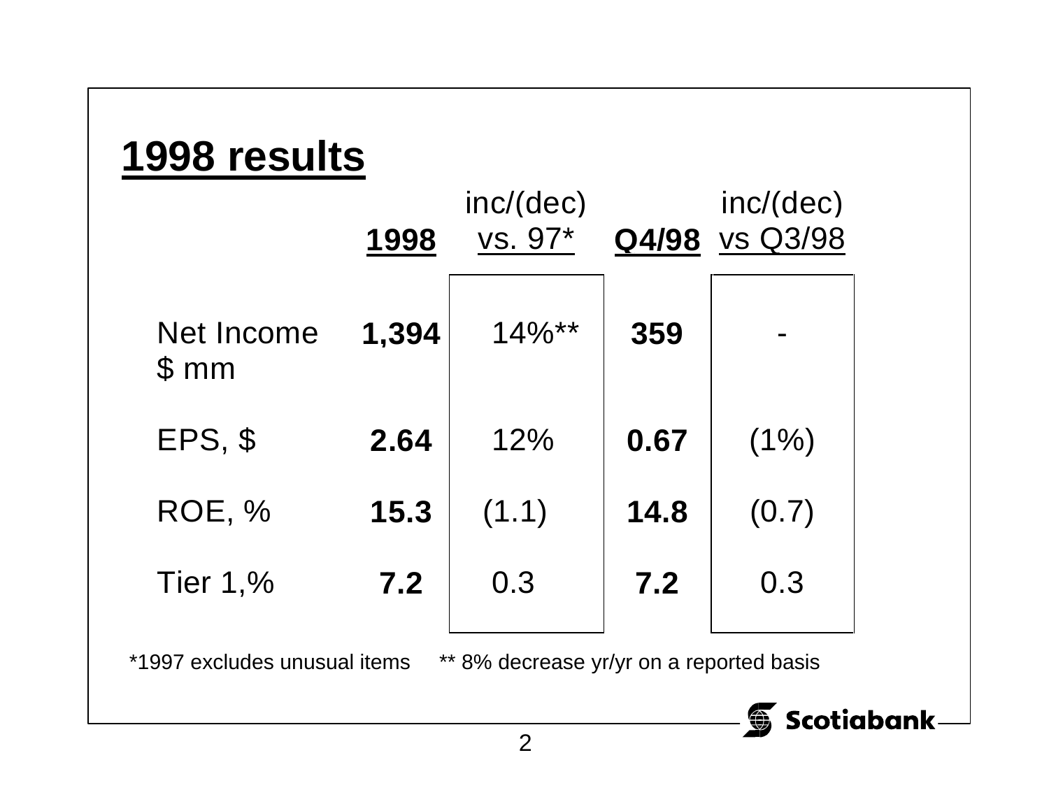# 1998 results

| | 1998 | inc/(dec) vs. 97* | Q4/98 | inc/(dec) vs Q3/98 |
|---|---|---|---|---|
| Net Income $ mm | **1,394** | 14%** | **359** | - |
| EPS, $ | **2.64** | 12% | **0.67** | (1%) |
| ROE, % | **15.3** | (1.1) | **14.8** | (0.7) |
| Tier 1,% | **7.2** | 0.3 | **7.2** | 0.3 |

*1997 excludes unusual items ** 8% decrease yr/yr on a reported basis

Scotiabank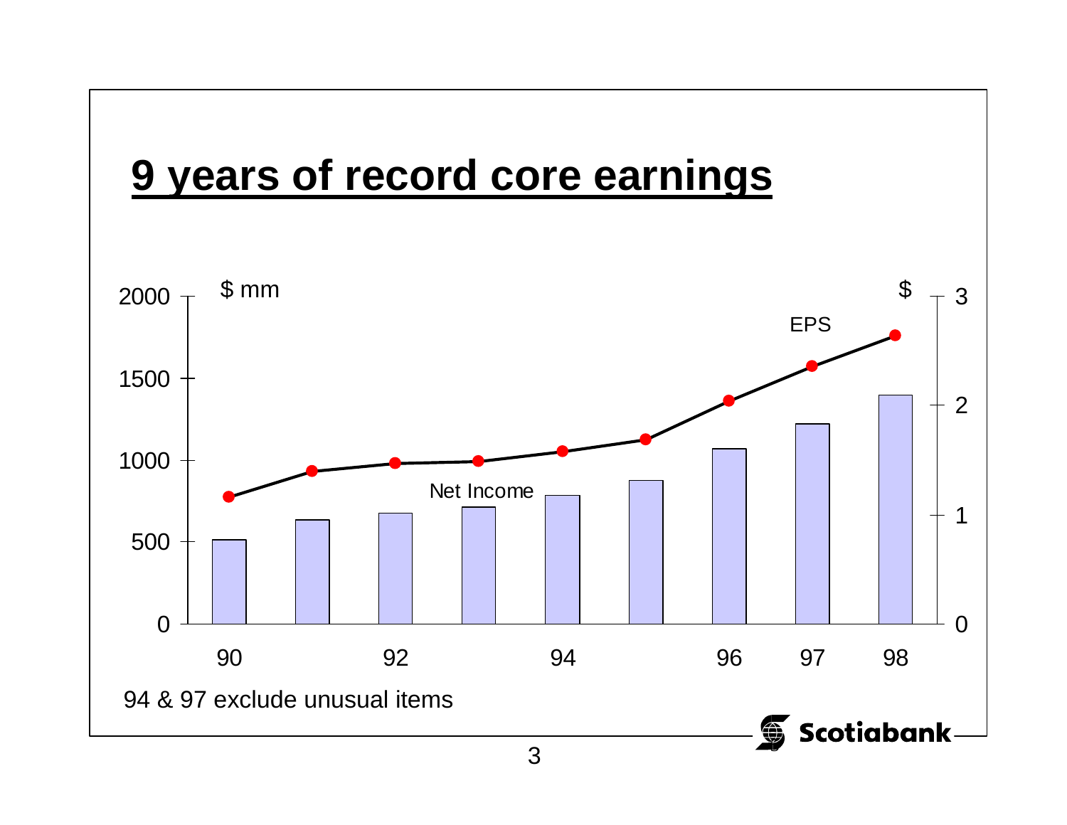# 9 years of record core earnings

$ mm | $

2000 | 3
1500 | 
1000 | 2
500 | 1
0 | 0

EPS

Net Income

90 92 94 96 97 98

94 & 97 exclude unusual items

Scotiabank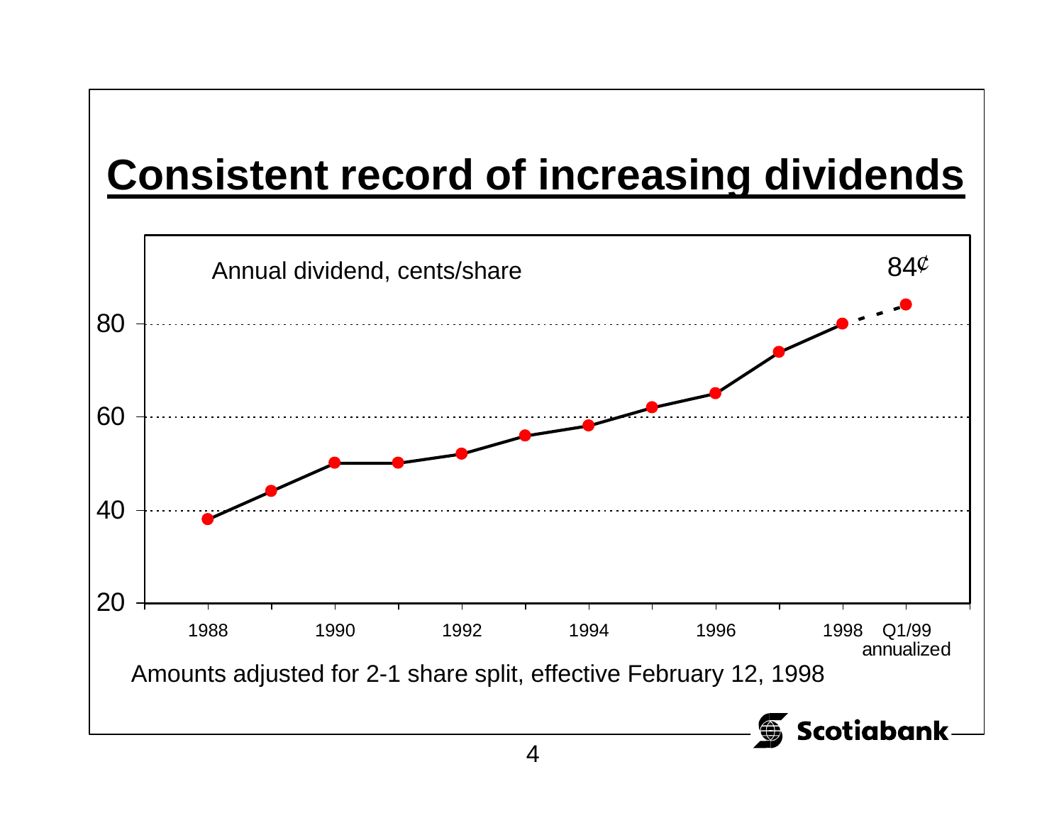# Consistent record of increasing dividends

Annual dividend, cents/share

84¢

80

60

40

20

1988 1990 1992 1994 1996 1998 Q1/99 annualized

Amounts adjusted for 2-1 share split, effective February 12, 1998

Scotiabank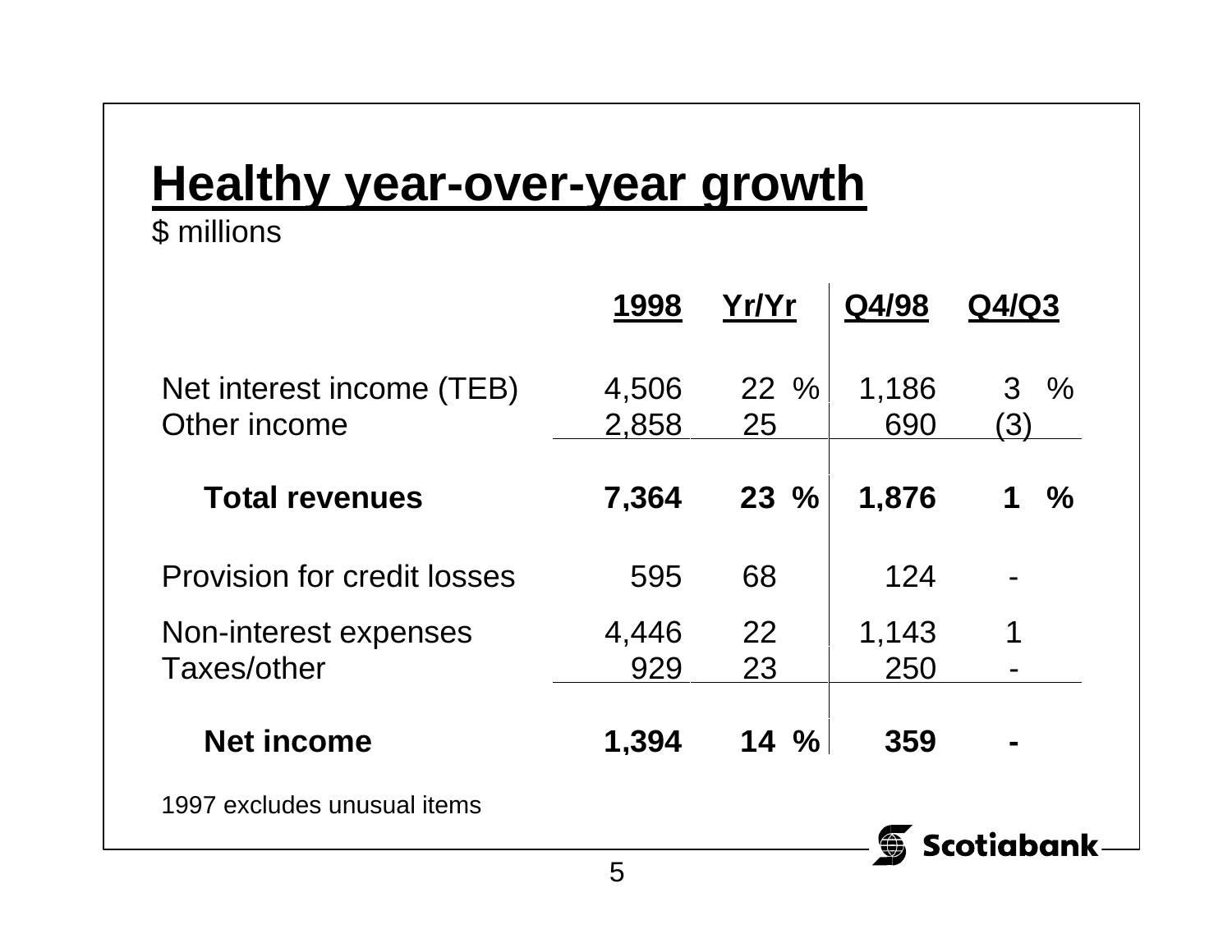# Healthy year-over-year growth

$ millions

| | 1998 | Yr/Yr | Q4/98 | Q4/Q3 |
|---|---|---|---|---|
| Net interest income (TEB) | 4,506 | 22 % | 1,186 | 3 % |
| Other income | 2,858 | 25 | 690 | (3) |
| **Total revenues** | **7,364** | **23 %** | **1,876** | **1 %** |
| Provision for credit losses | 595 | 68 | 124 | - |
| Non-interest expenses | 4,446 | 22 | 1,143 | 1 |
| Taxes/other | 929 | 23 | 250 | - |
| **Net income** | **1,394** | **14 %** | **359** | **-** |

1997 excludes unusual items

Scotiabank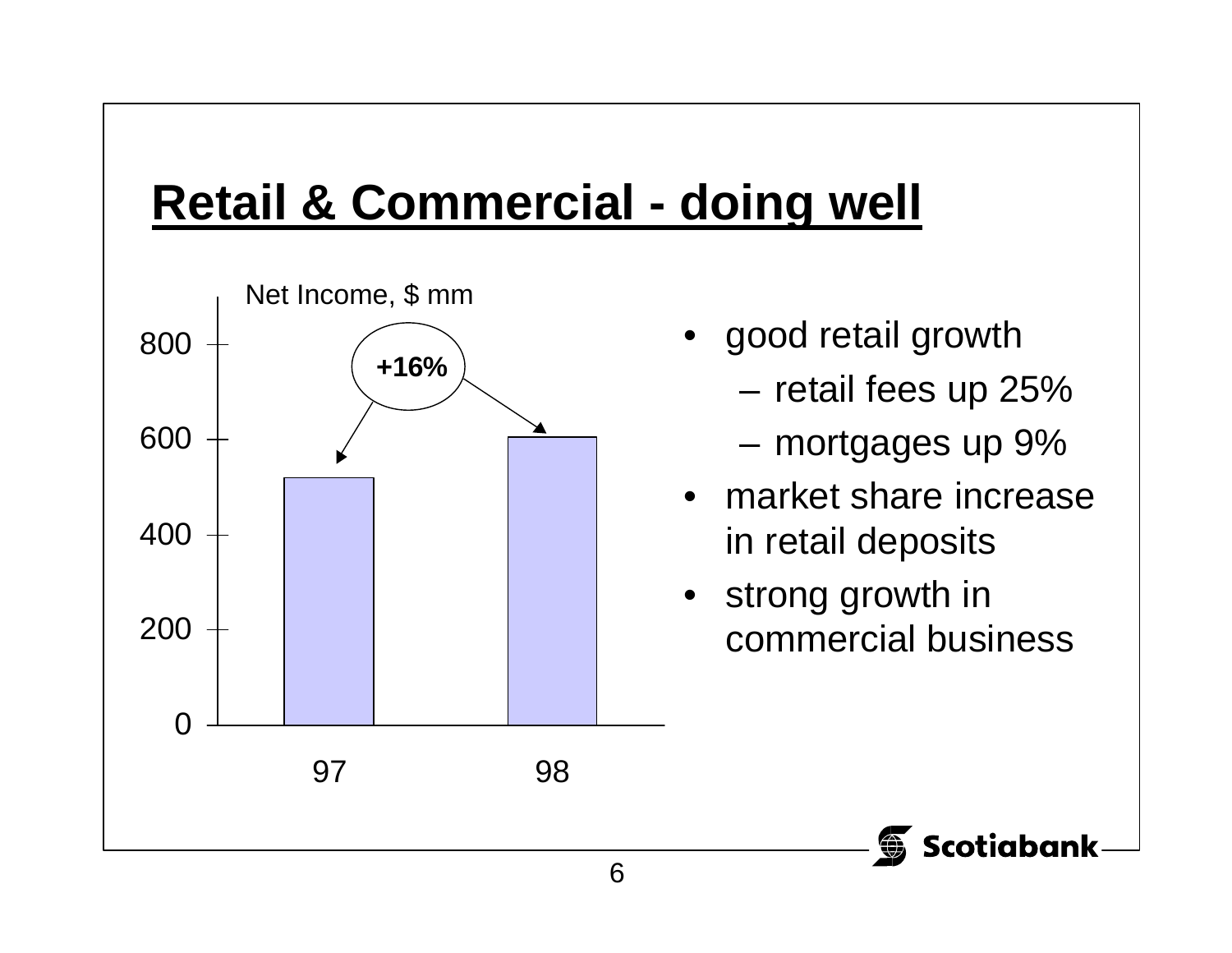# Retail & Commercial - doing well

Net Income, $ mm

| Year | Net Income |
|---|---|
| 97 | ~520 |
| 98 | ~605 |

+16%

- good retail growth
  - retail fees up 25%
  - mortgages up 9%
- market share increase in retail deposits
- strong growth in commercial business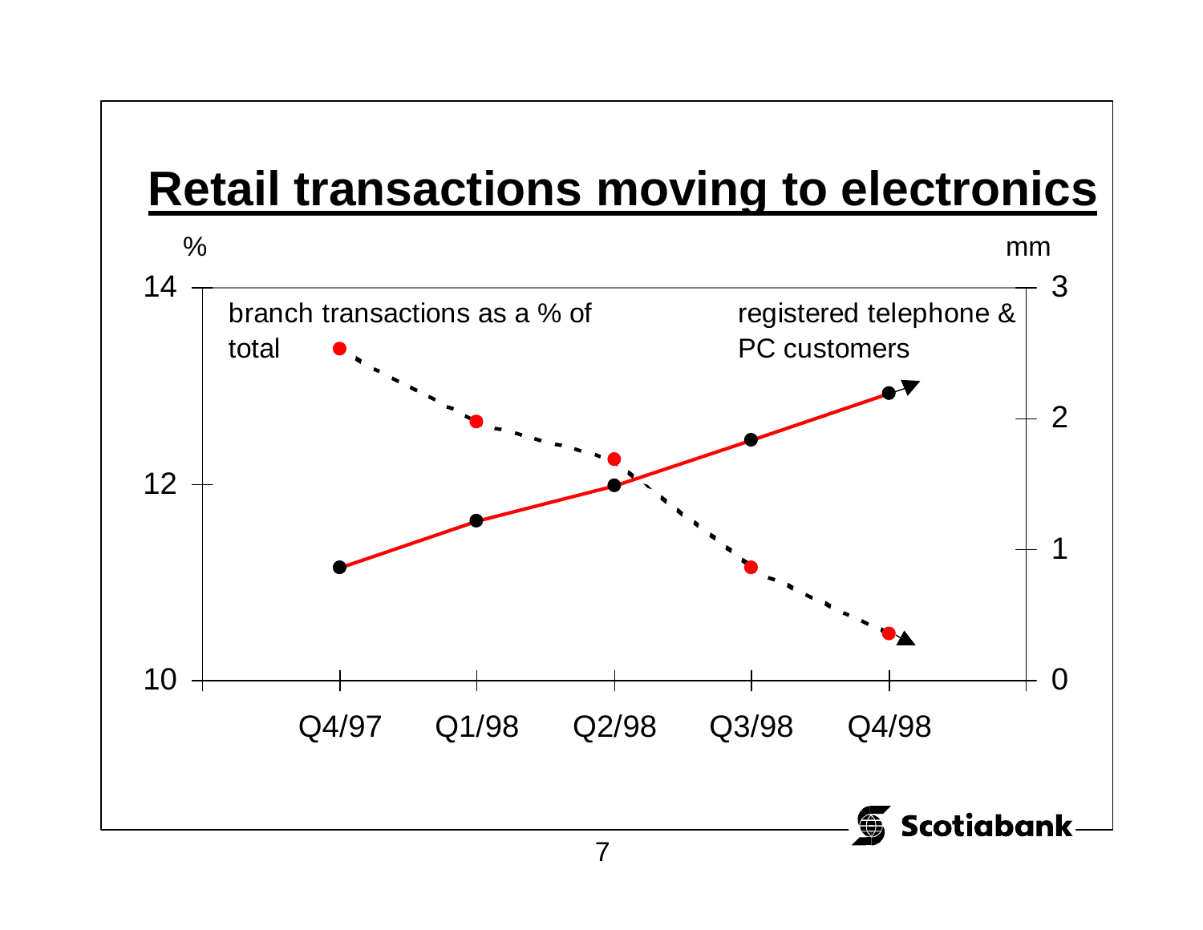# Retail transactions moving to electronics

%

mm

14

3

branch transactions as a % of total

registered telephone & PC customers

2

12

1

10

0

Q4/97 Q1/98 Q2/98 Q3/98 Q4/98

Scotiabank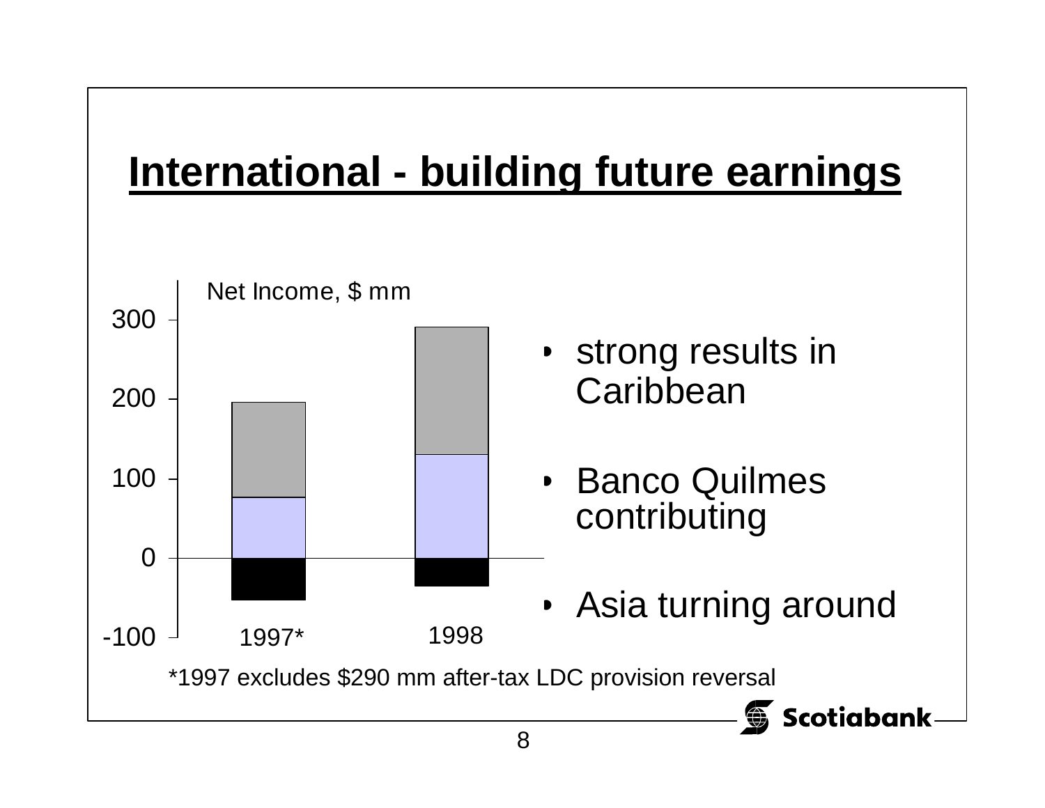# International - building future earnings

Net Income, $ mm

| | 1997* | 1998 |
|---|---|---|

- strong results in Caribbean
- Banco Quilmes contributing
- Asia turning around

*1997 excludes $290 mm after-tax LDC provision reversal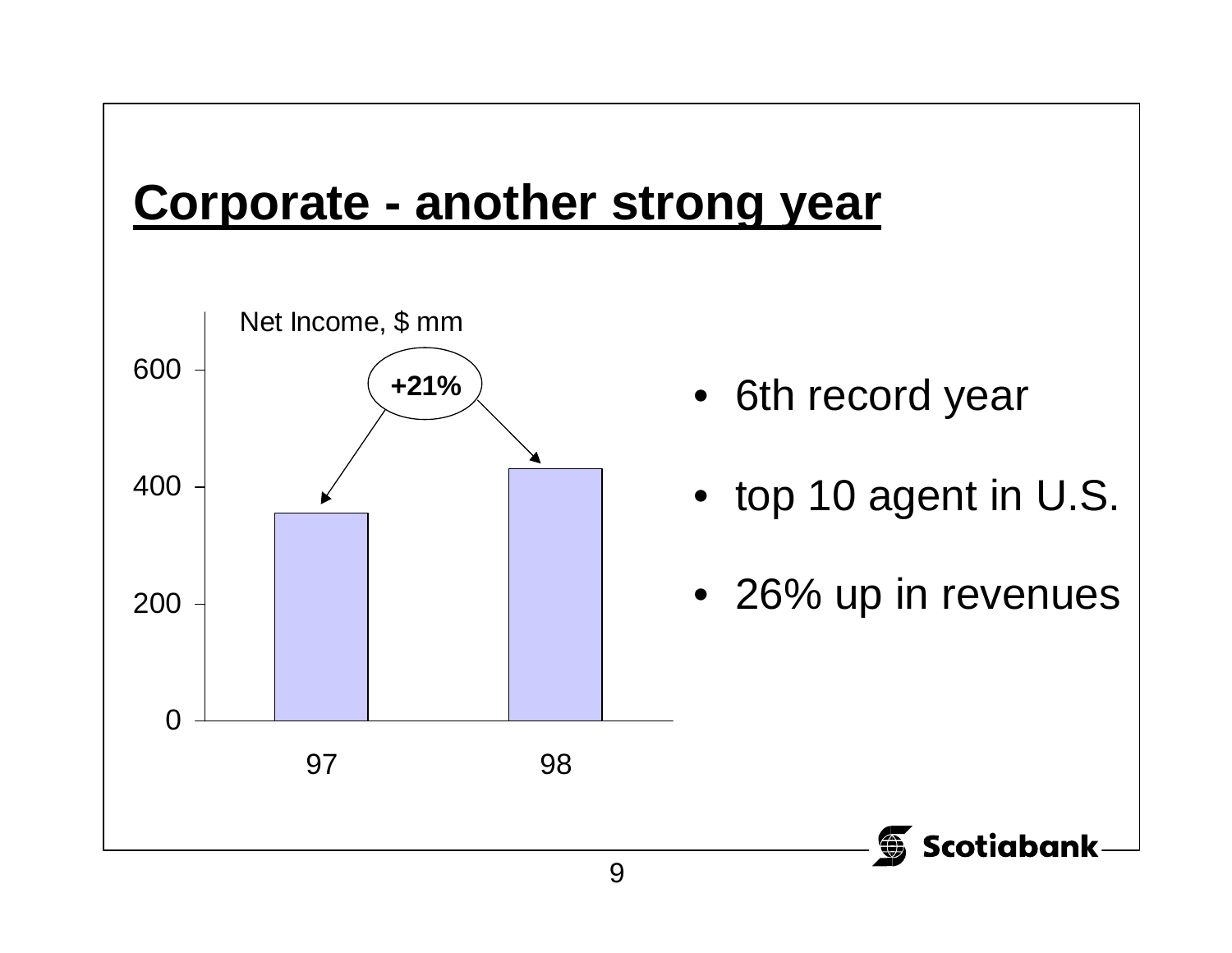# Corporate - another strong year

Net Income, $ mm

| | 97 | 98 |
|---|---|---|
| Net Income, $ mm | ~355 | ~430 |

+21%

- 6th record year
- top 10 agent in U.S.
- 26% up in revenues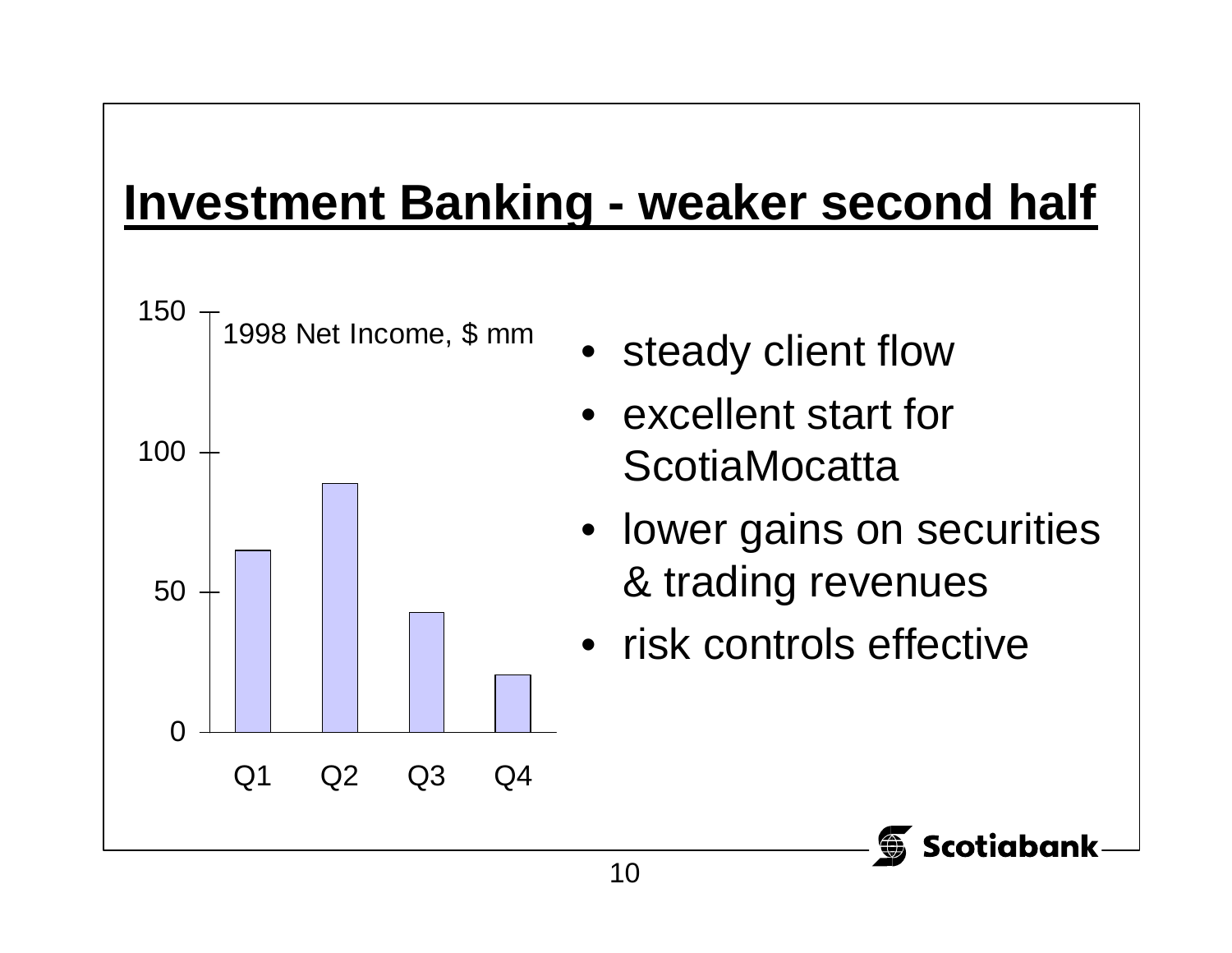# Investment Banking - weaker second half

1998 Net Income, $ mm

- steady client flow
- excellent start for ScotiaMocatta
- lower gains on securities & trading revenues
- risk controls effective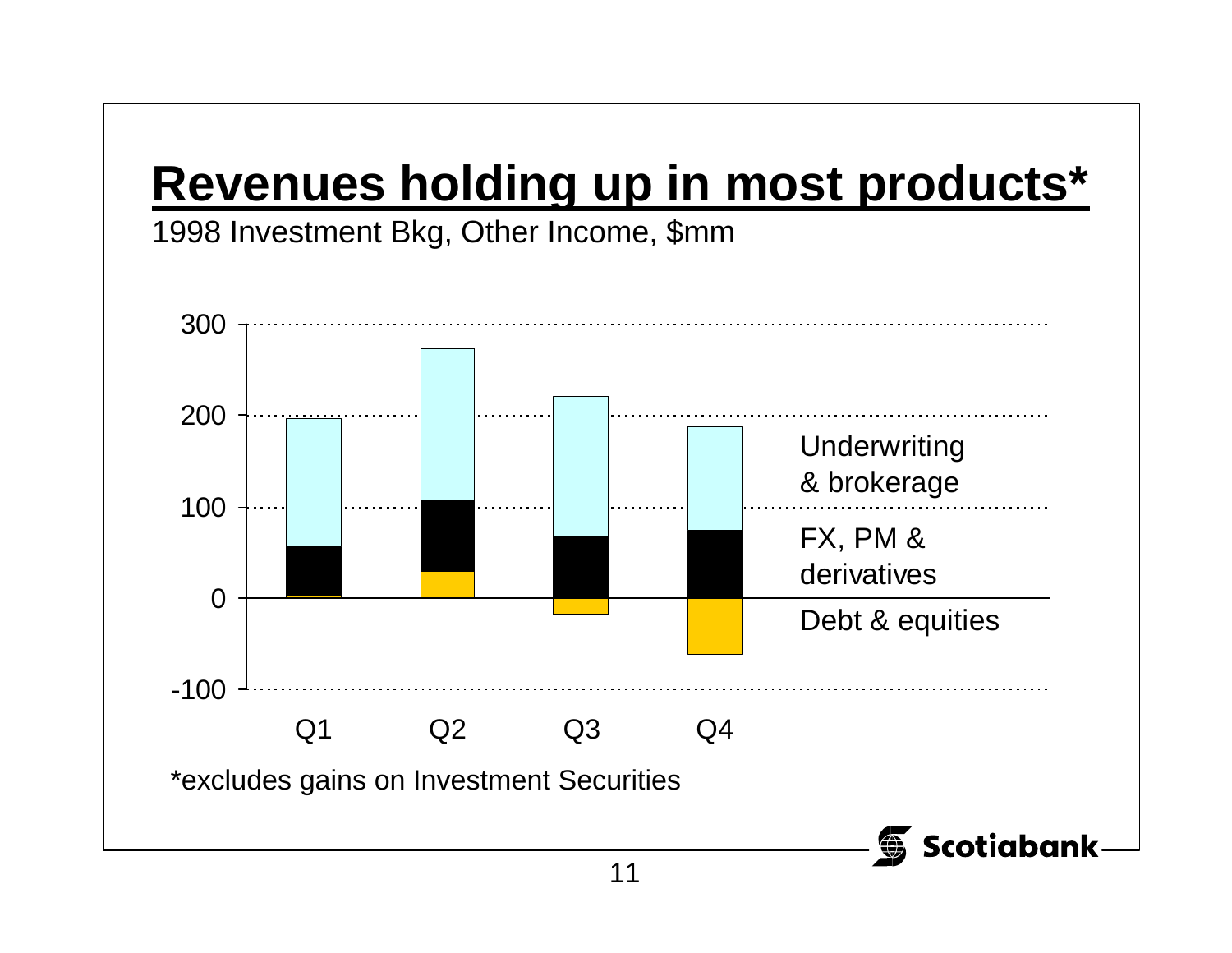# Revenues holding up in most products*

1998 Investment Bkg, Other Income, $mm

300

200

100

0

-100

Underwriting & brokerage

FX, PM & derivatives

Debt & equities

Q1 Q2 Q3 Q4

*excludes gains on Investment Securities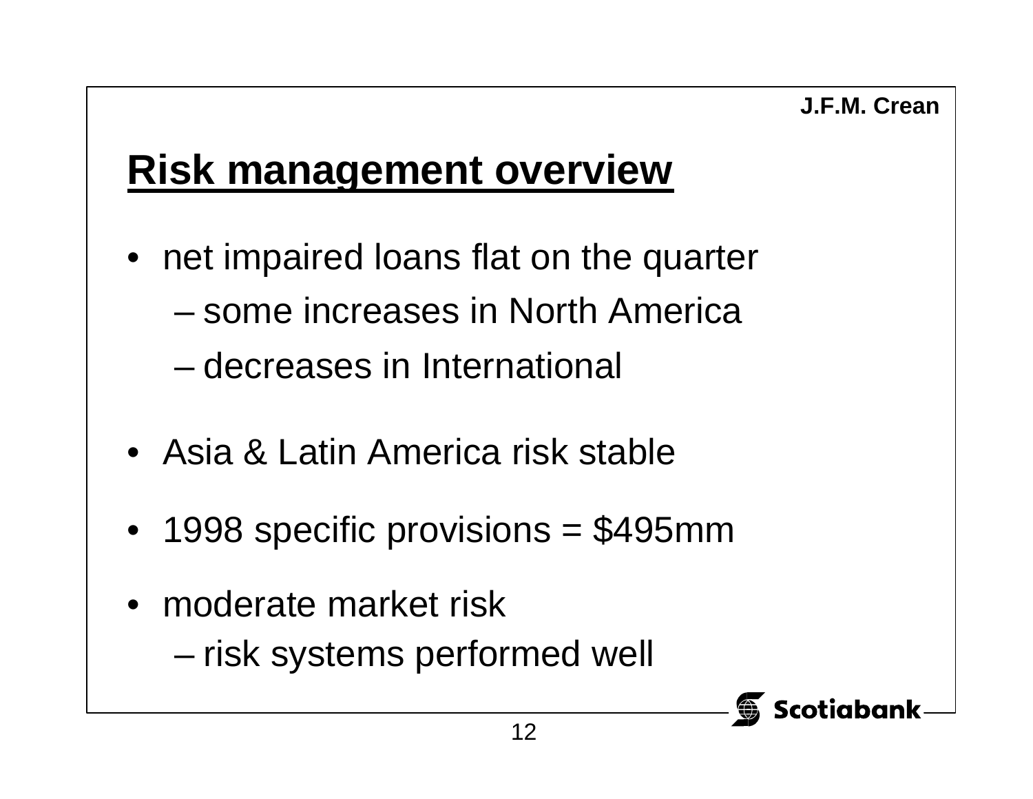J.F.M. Crean

# Risk management overview

- net impaired loans flat on the quarter
  - some increases in North America
  - decreases in International
- Asia & Latin America risk stable
- 1998 specific provisions = $495mm
- moderate market risk
  - risk systems performed well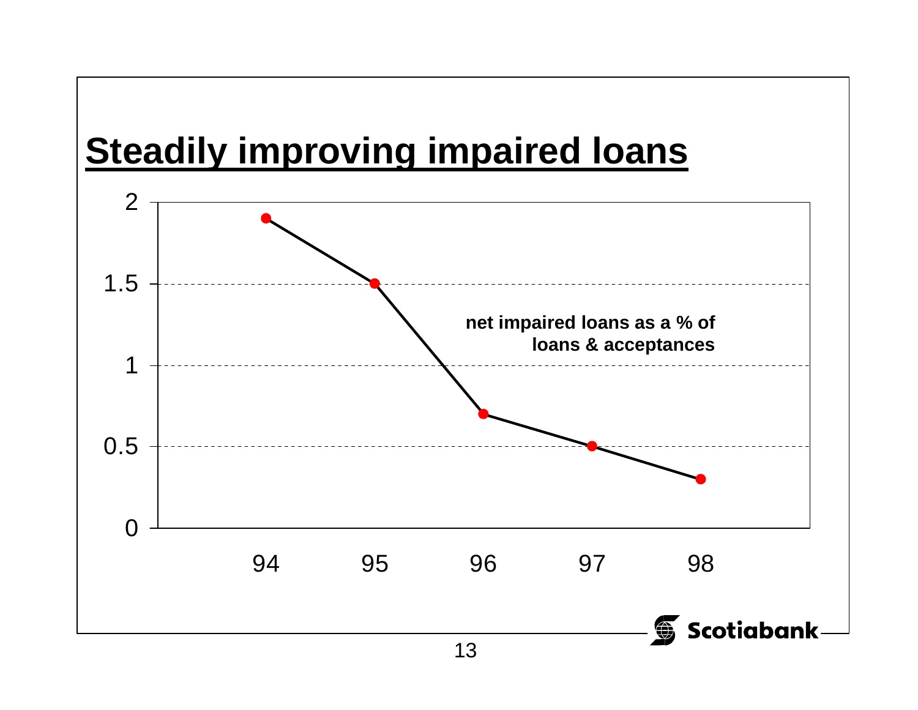# Steadily improving impaired loans

net impaired loans as a % of loans & acceptances

| Year | Net impaired loans as a % of loans & acceptances |
|---|---|
| 94 | 1.9 |
| 95 | 1.5 |
| 96 | 0.7 |
| 97 | 0.5 |
| 98 | 0.3 |

Scotiabank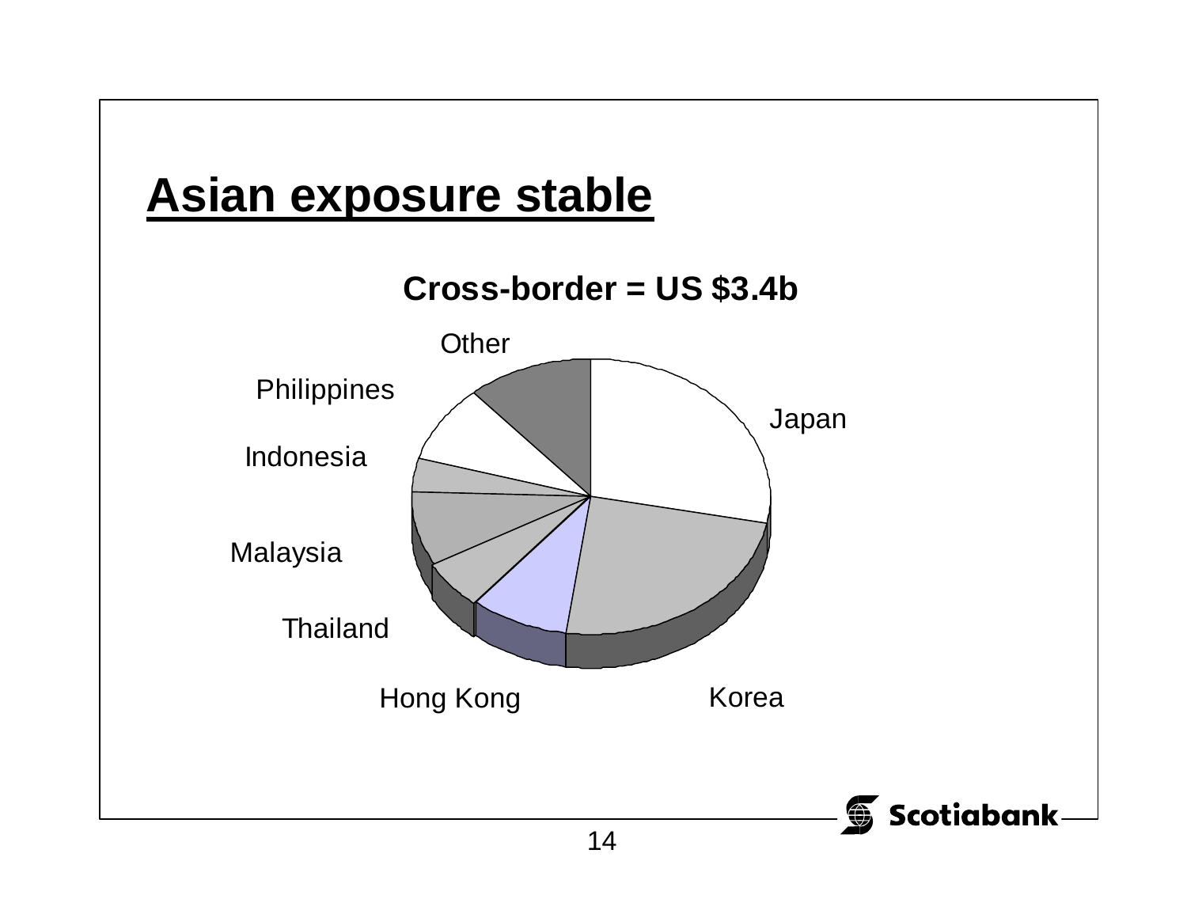# Asian exposure stable

**Cross-border = US $3.4b**

Other

Philippines

Japan

Indonesia

Malaysia

Thailand

Hong Kong

Korea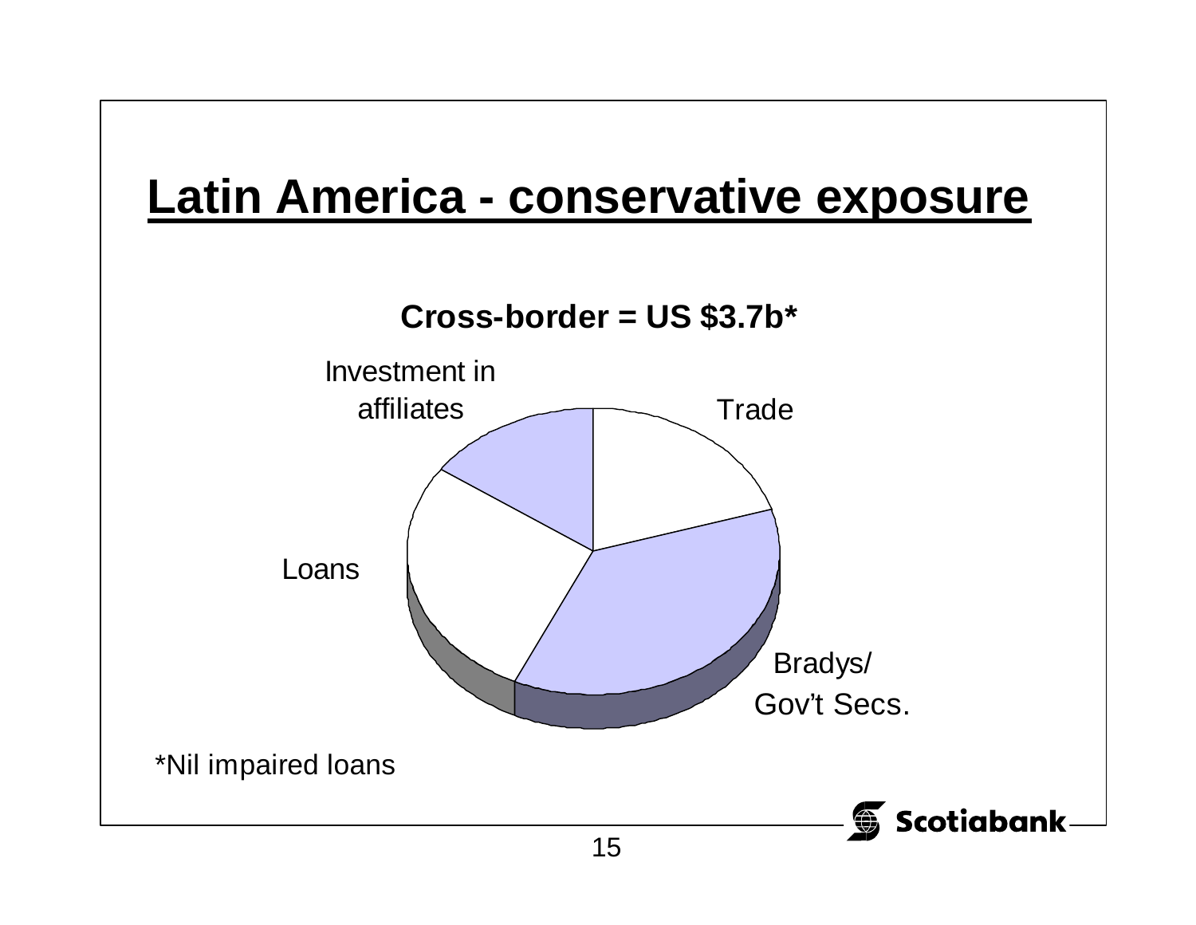# Latin America - conservative exposure

**Cross-border = US $3.7b***

Investment in affiliates

Trade

Loans

Bradys/ Gov't Secs.

*Nil impaired loans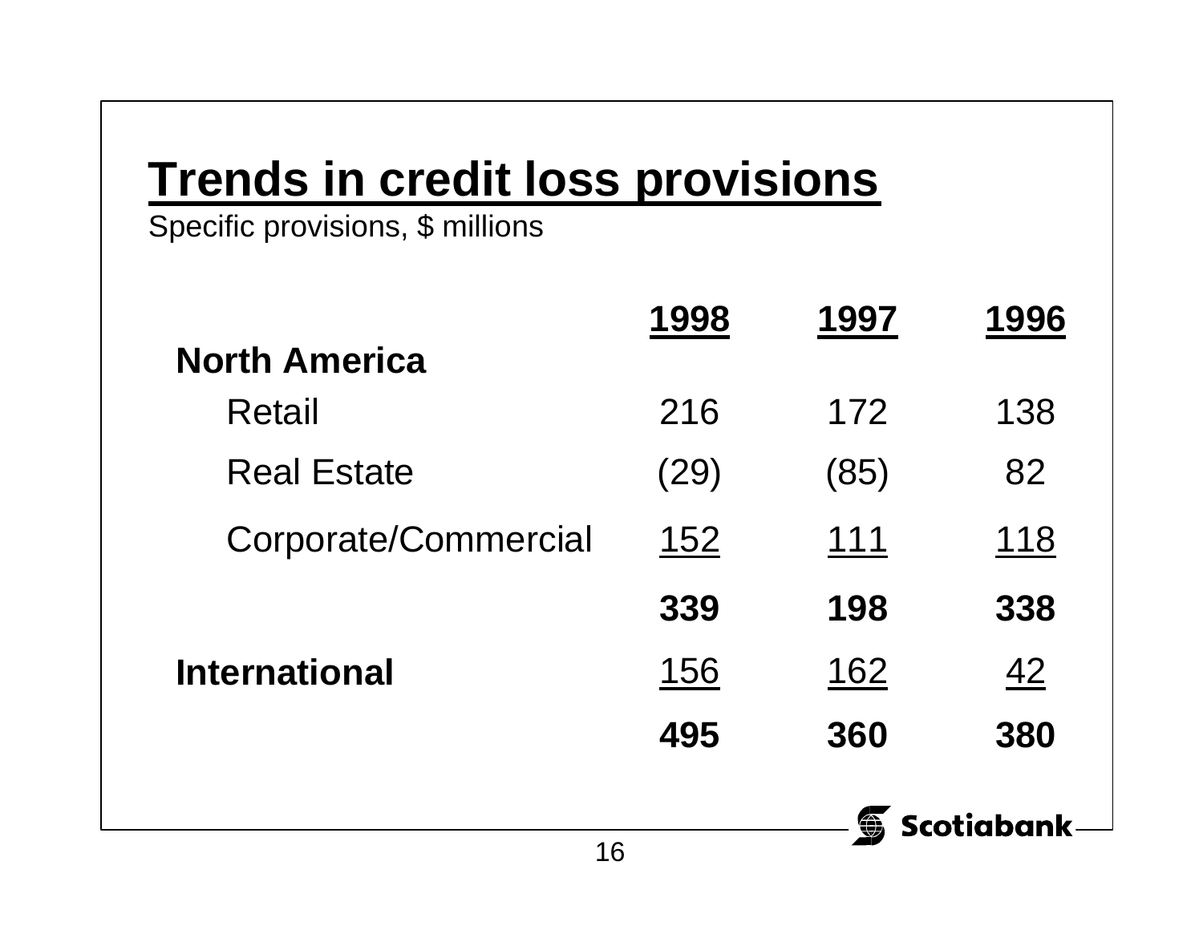# Trends in credit loss provisions

Specific provisions, $ millions

| | 1998 | 1997 | 1996 |
|---|---|---|---|
| **North America** | | | |
| Retail | 216 | 172 | 138 |
| Real Estate | (29) | (85) | 82 |
| Corporate/Commercial | 152 | 111 | 118 |
| | **339** | **198** | **338** |
| **International** | 156 | 162 | 42 |
| | **495** | **360** | **380** |

Scotiabank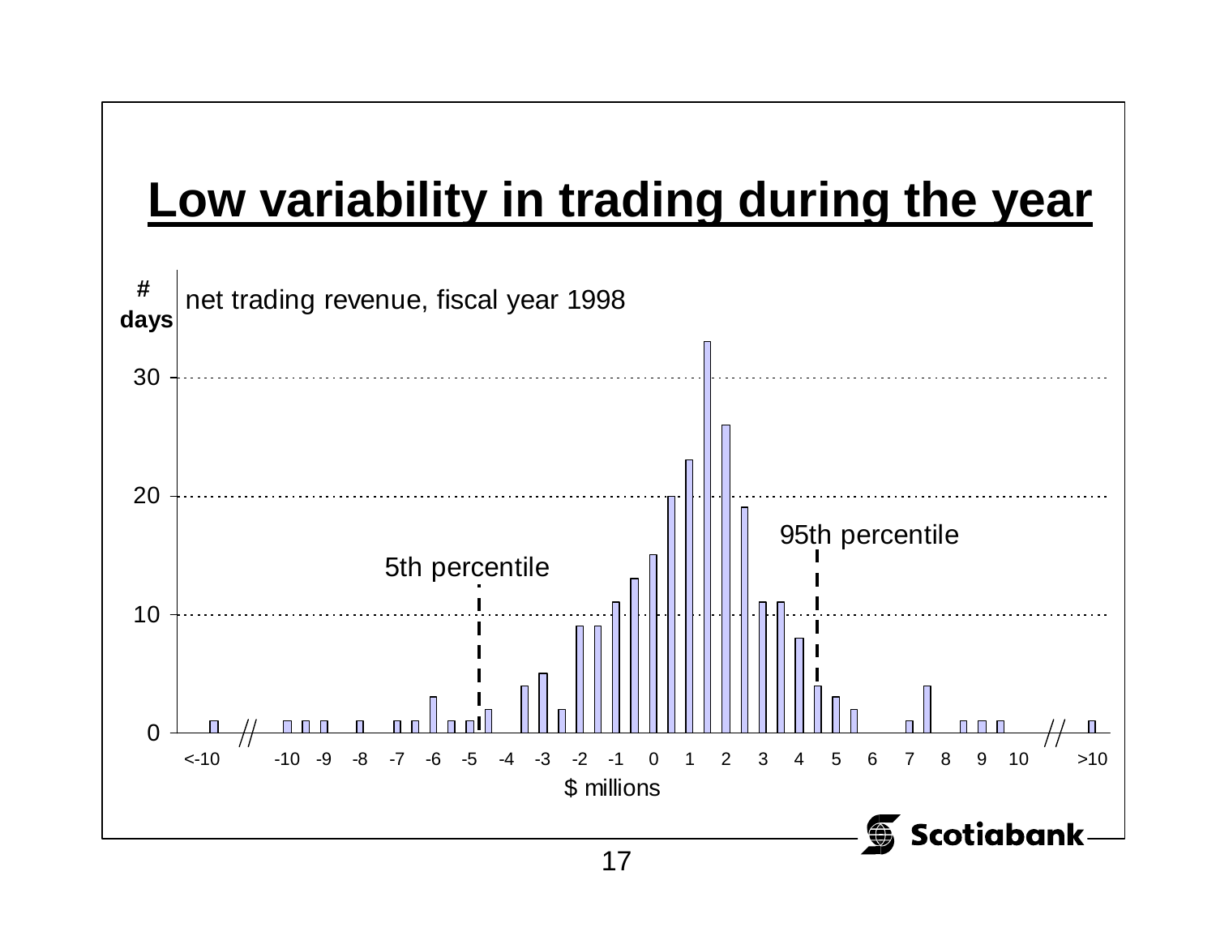# Low variability in trading during the year

# days

net trading revenue, fiscal year 1998

5th percentile

95th percentile

$ millions

Scotiabank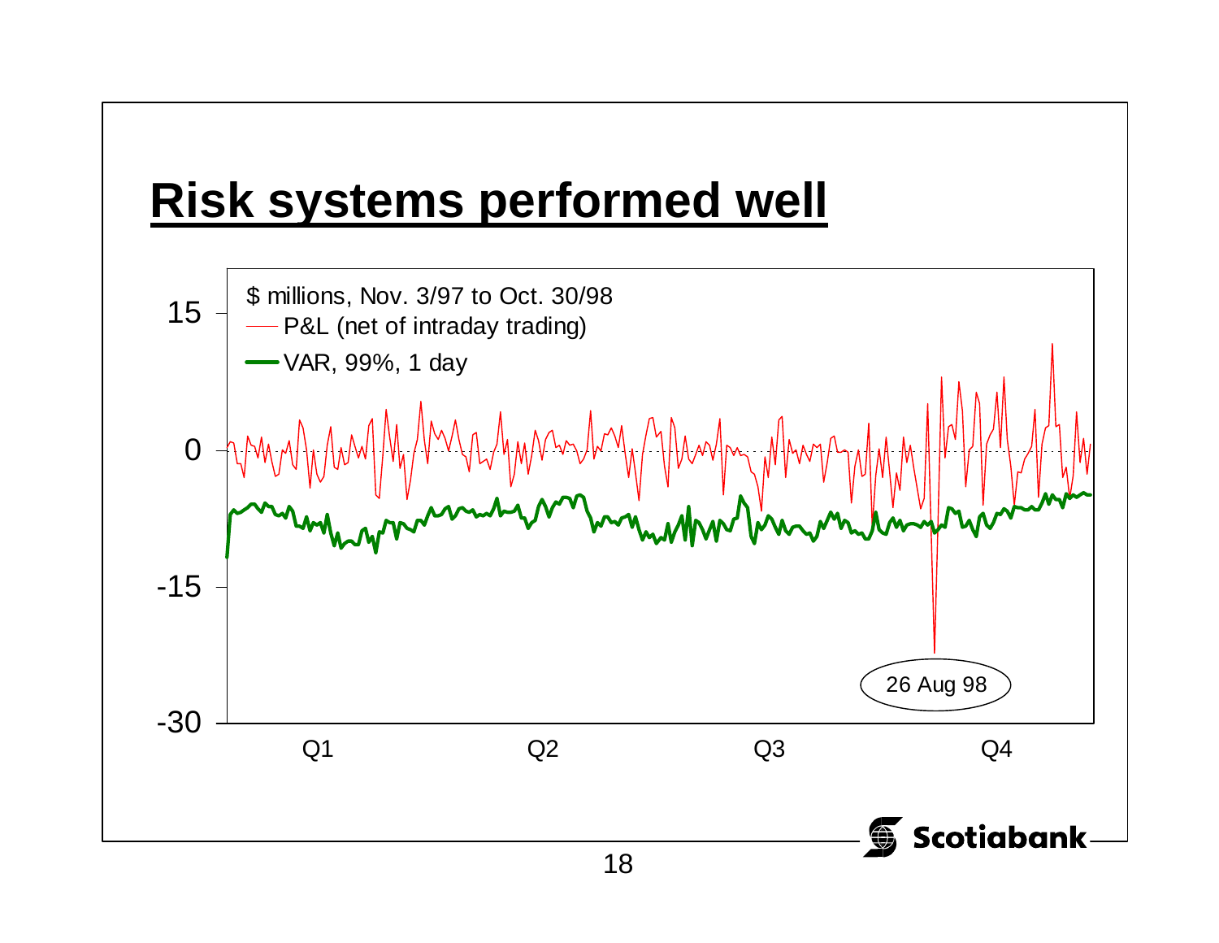# Risk systems performed well

$ millions, Nov. 3/97 to Oct. 30/98

— P&L (net of intraday trading)

— VAR, 99%, 1 day

15

0

-15

-30

26 Aug 98

Q1 Q2 Q3 Q4

Scotiabank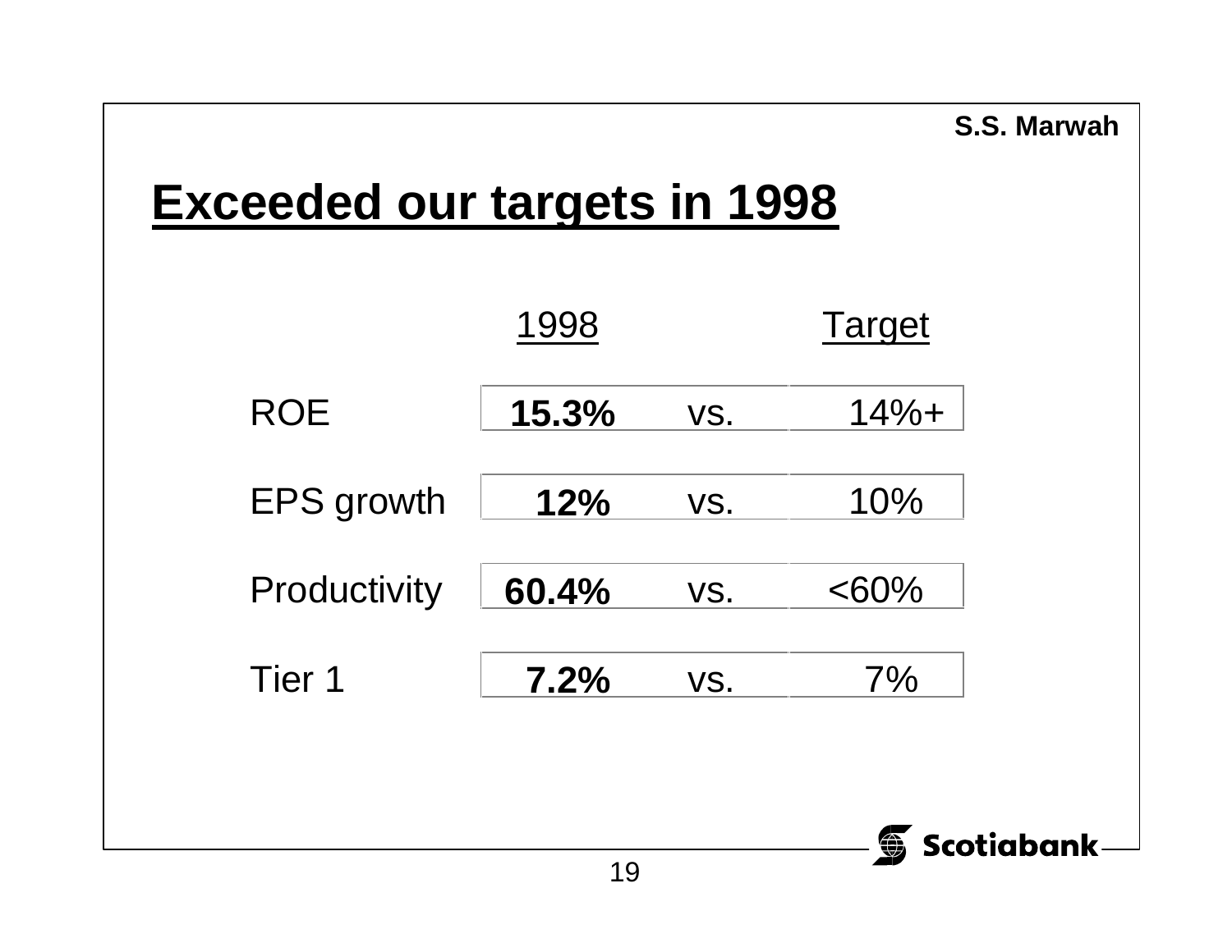S.S. Marwah

# Exceeded our targets in 1998

| | 1998 | | Target |
|---|---|---|---|
| ROE | **15.3%** | vs. | 14%+ |
| EPS growth | **12%** | vs. | 10% |
| Productivity | **60.4%** | vs. | <60% |
| Tier 1 | **7.2%** | vs. | 7% |

Scotiabank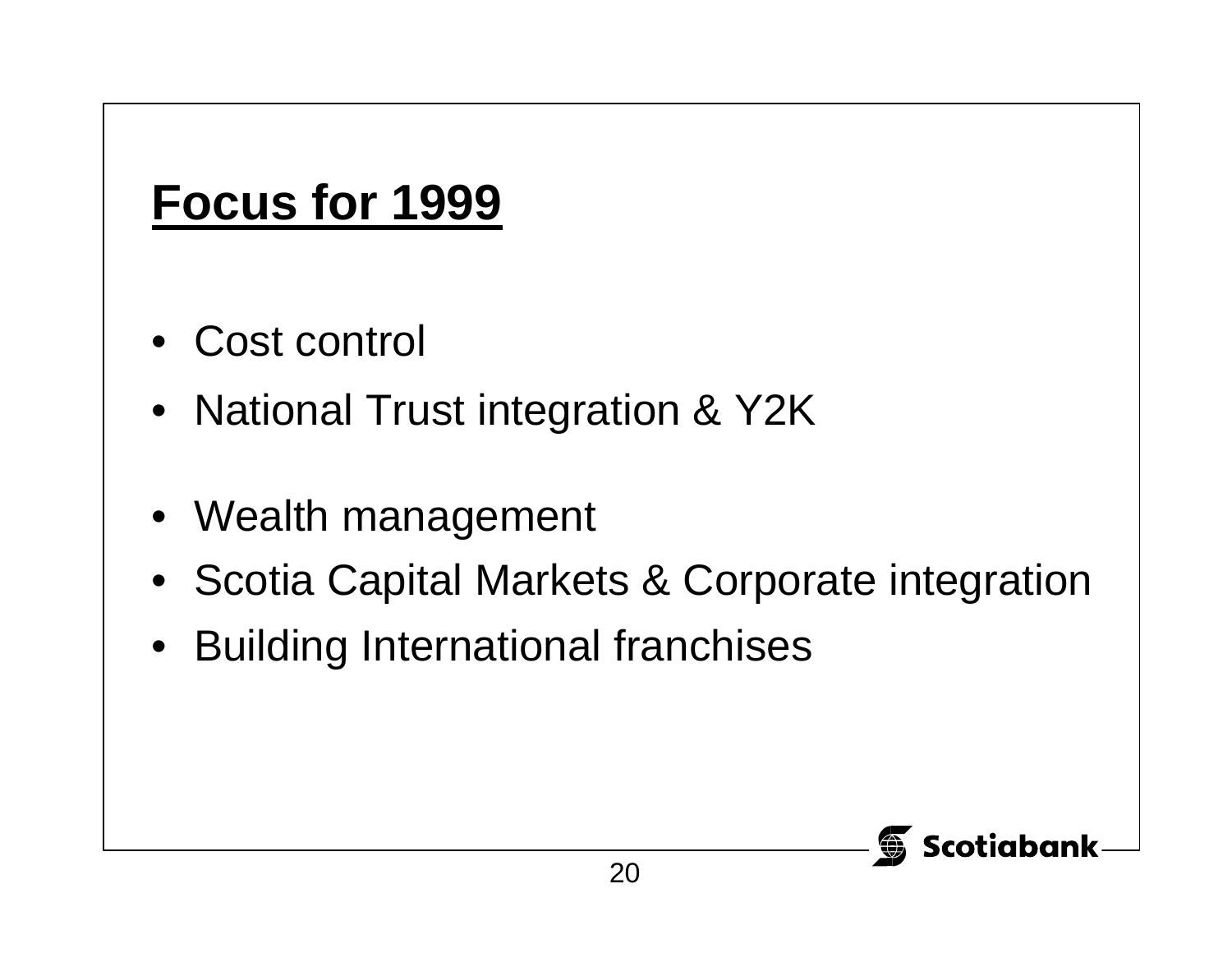# Focus for 1999

- Cost control
- National Trust integration & Y2K

- Wealth management
- Scotia Capital Markets & Corporate integration
- Building International franchises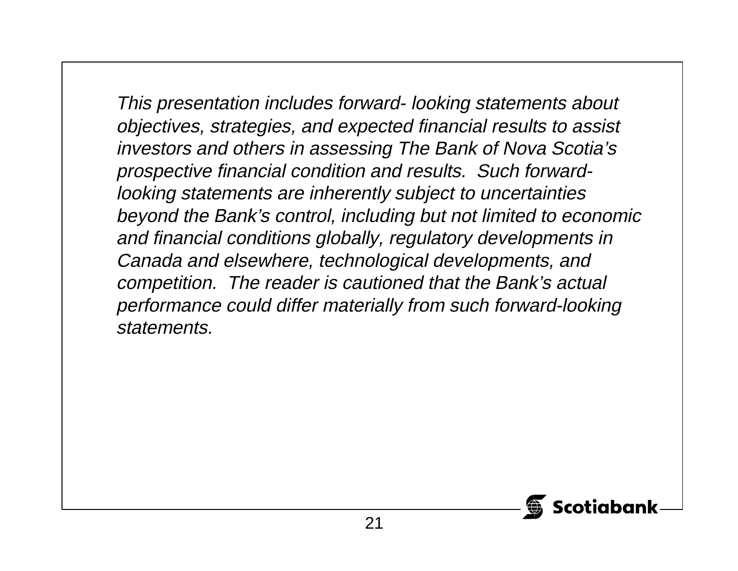*This presentation includes forward- looking statements about objectives, strategies, and expected financial results to assist investors and others in assessing The Bank of Nova Scotia's prospective financial condition and results. Such forward-looking statements are inherently subject to uncertainties beyond the Bank's control, including but not limited to economic and financial conditions globally, regulatory developments in Canada and elsewhere, technological developments, and competition. The reader is cautioned that the Bank's actual performance could differ materially from such forward-looking statements.*

Scotiabank